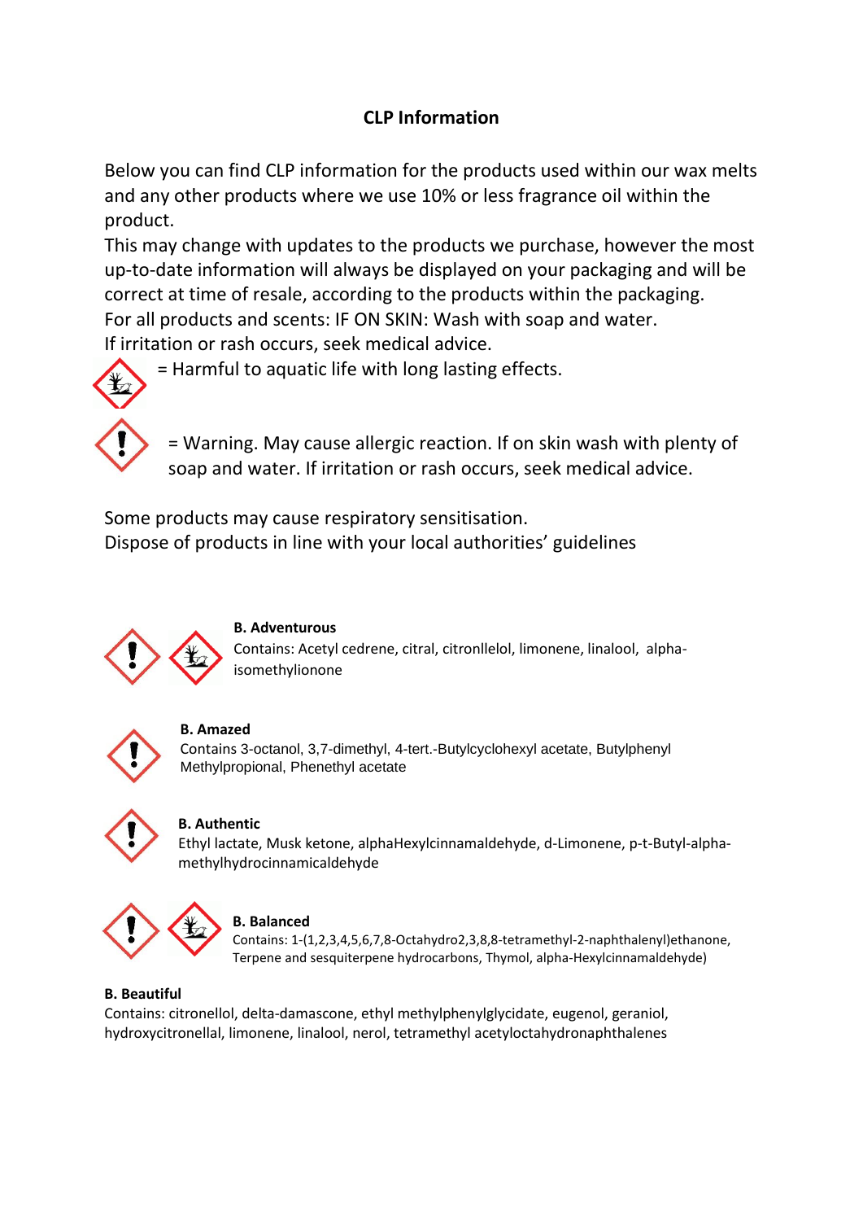## CLP Information

Below you can find CLP information for the products used within our wax melts and any other products where we use 10% or less fragrance oil within the product.
This may change with updates to the products we purchase, however the most up-to-date information will always be displayed on your packaging and will be correct at time of resale, according to the products within the packaging.
For all products and scents: IF ON SKIN: Wash with soap and water.
If irritation or rash occurs, seek medical advice.

= Harmful to aquatic life with long lasting effects.

= Warning. May cause allergic reaction. If on skin wash with plenty of soap and water. If irritation or rash occurs, seek medical advice.

Some products may cause respiratory sensitisation.
Dispose of products in line with your local authorities' guidelines

**B. Adventurous**
Contains: Acetyl cedrene, citral, citronllelol, limonene, linalool, alpha-isomethylionone

**B. Amazed**
Contains 3-octanol, 3,7-dimethyl, 4-tert.-Butylcyclohexyl acetate, Butylphenyl Methylpropional, Phenethyl acetate

**B. Authentic**
Ethyl lactate, Musk ketone, alphaHexylcinnamaldehyde, d-Limonene, p-t-Butyl-alpha-methylhydrocinnamicaldehyde

**B. Balanced**
Contains: 1-(1,2,3,4,5,6,7,8-Octahydro2,3,8,8-tetramethyl-2-naphthalenyl)ethanone, Terpene and sesquiterpene hydrocarbons, Thymol, alpha-Hexylcinnamaldehyde)

**B. Beautiful**
Contains: citronellol, delta-damascone, ethyl methylphenylglycidate, eugenol, geraniol, hydroxycitronellal, limonene, linalool, nerol, tetramethyl acetyloctahydronaphthalenes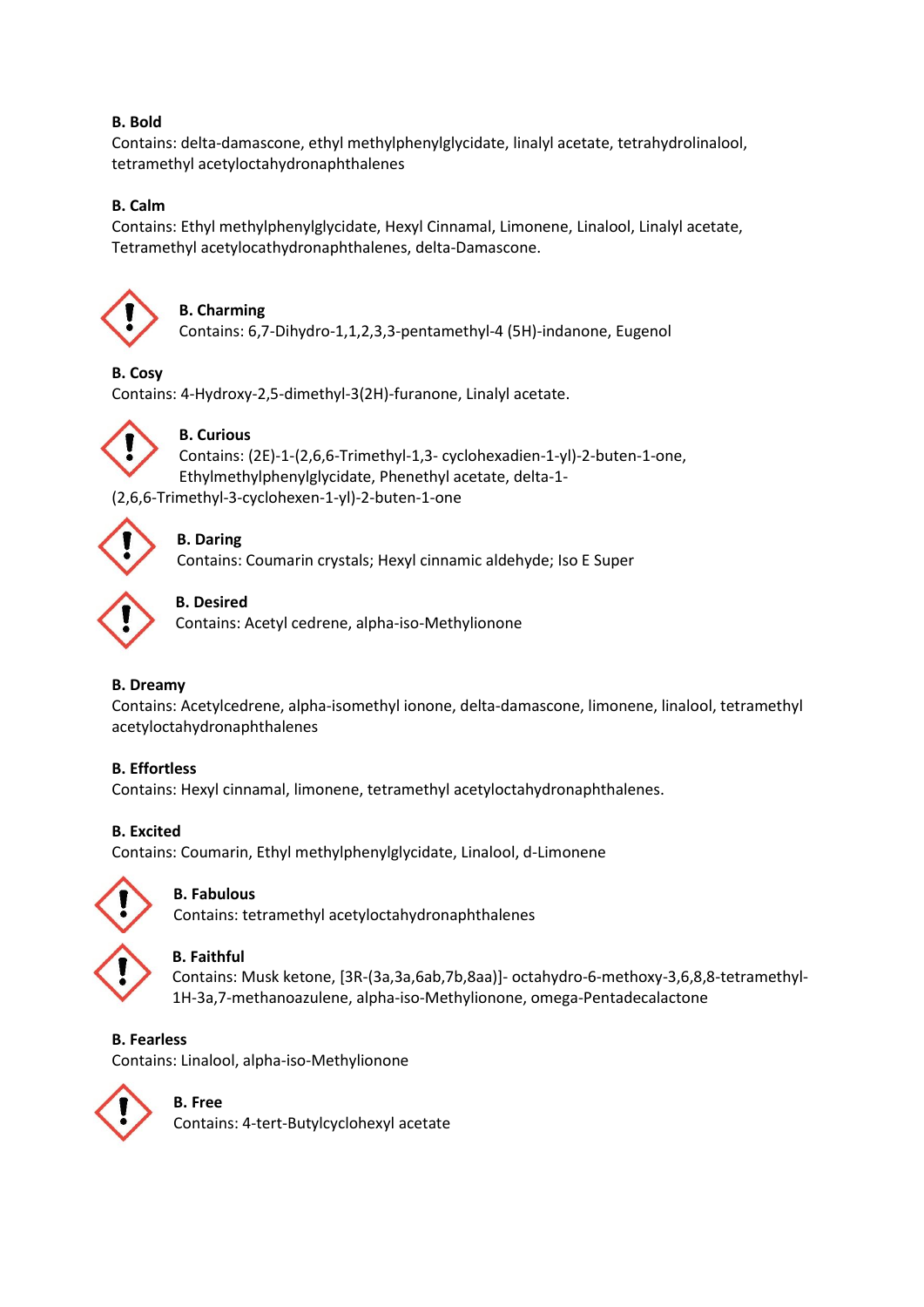**B. Bold**
Contains: delta-damascone, ethyl methylphenylglycidate, linalyl acetate, tetrahydrolinalool, tetramethyl acetyloctahydronaphthalenes

**B. Calm**
Contains: Ethyl methylphenylglycidate, Hexyl Cinnamal, Limonene, Linalool, Linalyl acetate, Tetramethyl acetylocathydronaphthalenes, delta-Damascone.

**B. Charming**
Contains: 6,7-Dihydro-1,1,2,3,3-pentamethyl-4 (5H)-indanone, Eugenol

**B. Cosy**
Contains: 4-Hydroxy-2,5-dimethyl-3(2H)-furanone, Linalyl acetate.

**B. Curious**
Contains: (2E)-1-(2,6,6-Trimethyl-1,3- cyclohexadien-1-yl)-2-buten-1-one, Ethylmethylphenylglycidate, Phenethyl acetate, delta-1-(2,6,6-Trimethyl-3-cyclohexen-1-yl)-2-buten-1-one

**B. Daring**
Contains: Coumarin crystals; Hexyl cinnamic aldehyde; Iso E Super

**B. Desired**
Contains: Acetyl cedrene, alpha-iso-Methylionone

**B. Dreamy**
Contains: Acetylcedrene, alpha-isomethyl ionone, delta-damascone, limonene, linalool, tetramethyl acetyloctahydronaphthalenes

**B. Effortless**
Contains: Hexyl cinnamal, limonene, tetramethyl acetyloctahydronaphthalenes.

**B. Excited**
Contains: Coumarin, Ethyl methylphenylglycidate, Linalool, d-Limonene

**B. Fabulous**
Contains: tetramethyl acetyloctahydronaphthalenes

**B. Faithful**
Contains: Musk ketone, [3R-(3a,3a,6ab,7b,8aa)]- octahydro-6-methoxy-3,6,8,8-tetramethyl-1H-3a,7-methanoazulene, alpha-iso-Methylionone, omega-Pentadecalactone

**B. Fearless**
Contains: Linalool, alpha-iso-Methylionone

**B. Free**
Contains: 4-tert-Butylcyclohexyl acetate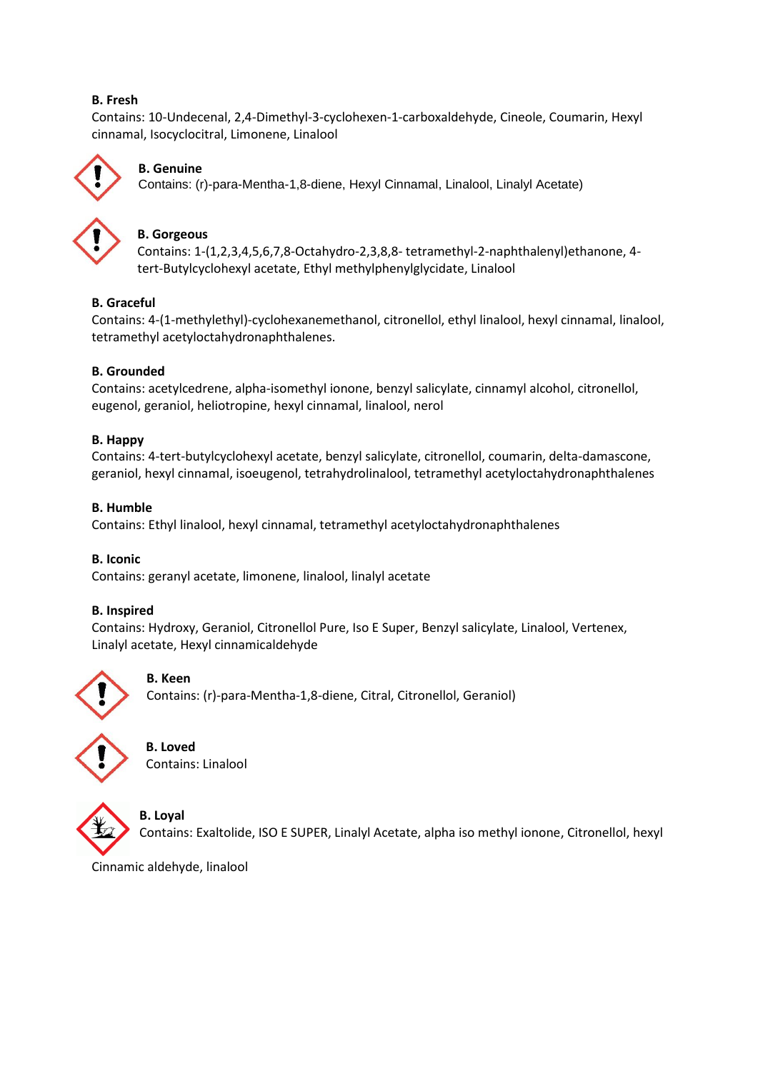**B. Fresh**
Contains: 10-Undecenal, 2,4-Dimethyl-3-cyclohexen-1-carboxaldehyde, Cineole, Coumarin, Hexyl cinnamal, Isocyclocitral, Limonene, Linalool

**B. Genuine**
Contains: (r)-para-Mentha-1,8-diene, Hexyl Cinnamal, Linalool, Linalyl Acetate)

**B. Gorgeous**
Contains: 1-(1,2,3,4,5,6,7,8-Octahydro-2,3,8,8- tetramethyl-2-naphthalenyl)ethanone, 4-tert-Butylcyclohexyl acetate, Ethyl methylphenylglycidate, Linalool

**B. Graceful**
Contains: 4-(1-methylethyl)-cyclohexanemethanol, citronellol, ethyl linalool, hexyl cinnamal, linalool, tetramethyl acetyloctahydronaphthalenes.

**B. Grounded**
Contains: acetylcedrene, alpha-isomethyl ionone, benzyl salicylate, cinnamyl alcohol, citronellol, eugenol, geraniol, heliotropine, hexyl cinnamal, linalool, nerol

**B. Happy**
Contains: 4-tert-butylcyclohexyl acetate, benzyl salicylate, citronellol, coumarin, delta-damascone, geraniol, hexyl cinnamal, isoeugenol, tetrahydrolinalool, tetramethyl acetyloctahydronaphthalenes

**B. Humble**
Contains: Ethyl linalool, hexyl cinnamal, tetramethyl acetyloctahydronaphthalenes

**B. Iconic**
Contains: geranyl acetate, limonene, linalool, linalyl acetate

**B. Inspired**
Contains: Hydroxy, Geraniol, Citronellol Pure, Iso E Super, Benzyl salicylate, Linalool, Vertenex, Linalyl acetate, Hexyl cinnamicaldehyde

**B. Keen**
Contains: (r)-para-Mentha-1,8-diene, Citral, Citronellol, Geraniol)

**B. Loved**
Contains: Linalool

**B. Loyal**
Contains: Exaltolide, ISO E SUPER, Linalyl Acetate, alpha iso methyl ionone, Citronellol, hexyl Cinnamic aldehyde, linalool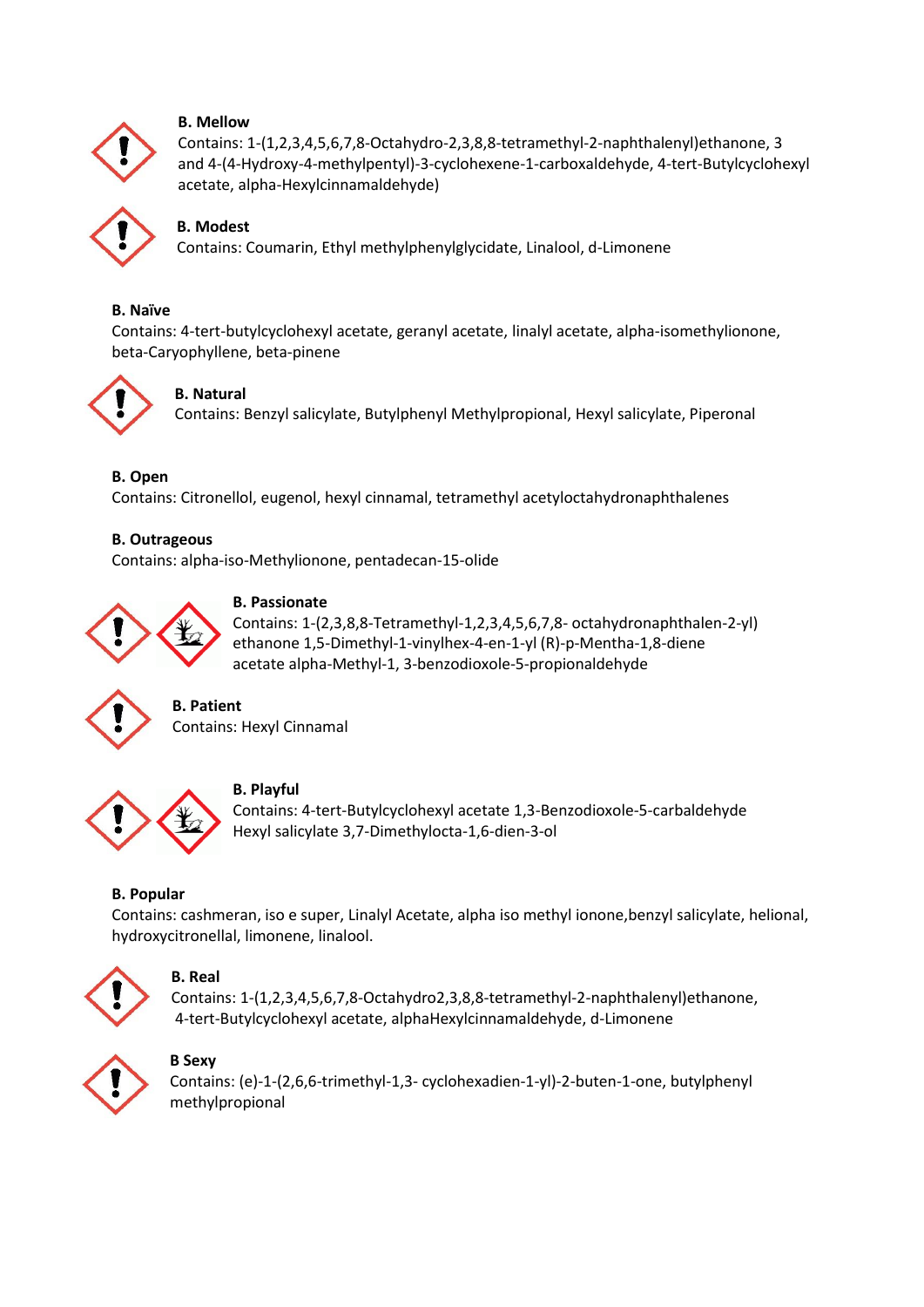**B. Mellow**
Contains: 1-(1,2,3,4,5,6,7,8-Octahydro-2,3,8,8-tetramethyl-2-naphthalenyl)ethanone, 3 and 4-(4-Hydroxy-4-methylpentyl)-3-cyclohexene-1-carboxaldehyde, 4-tert-Butylcyclohexyl acetate, alpha-Hexylcinnamaldehyde)

**B. Modest**
Contains: Coumarin, Ethyl methylphenylglycidate, Linalool, d-Limonene

**B. Naïve**
Contains: 4-tert-butylcyclohexyl acetate, geranyl acetate, linalyl acetate, alpha-isomethylionone, beta-Caryophyllene, beta-pinene

**B. Natural**
Contains: Benzyl salicylate, Butylphenyl Methylpropional, Hexyl salicylate, Piperonal

**B. Open**
Contains: Citronellol, eugenol, hexyl cinnamal, tetramethyl acetyloctahydronaphthalenes

**B. Outrageous**
Contains: alpha-iso-Methylionone, pentadecan-15-olide

**B. Passionate**
Contains: 1-(2,3,8,8-Tetramethyl-1,2,3,4,5,6,7,8- octahydronaphthalen-2-yl) ethanone 1,5-Dimethyl-1-vinylhex-4-en-1-yl (R)-p-Mentha-1,8-diene acetate alpha-Methyl-1, 3-benzodioxole-5-propionaldehyde

**B. Patient**
Contains: Hexyl Cinnamal

**B. Playful**
Contains: 4-tert-Butylcyclohexyl acetate 1,3-Benzodioxole-5-carbaldehyde Hexyl salicylate 3,7-Dimethylocta-1,6-dien-3-ol

**B. Popular**
Contains: cashmeran, iso e super, Linalyl Acetate, alpha iso methyl ionone,benzyl salicylate, helional, hydroxycitronellal, limonene, linalool.

**B. Real**
Contains: 1-(1,2,3,4,5,6,7,8-Octahydro2,3,8,8-tetramethyl-2-naphthalenyl)ethanone, 4-tert-Butylcyclohexyl acetate, alphaHexylcinnamaldehyde, d-Limonene

**B Sexy**
Contains: (e)-1-(2,6,6-trimethyl-1,3- cyclohexadien-1-yl)-2-buten-1-one, butylphenyl methylpropional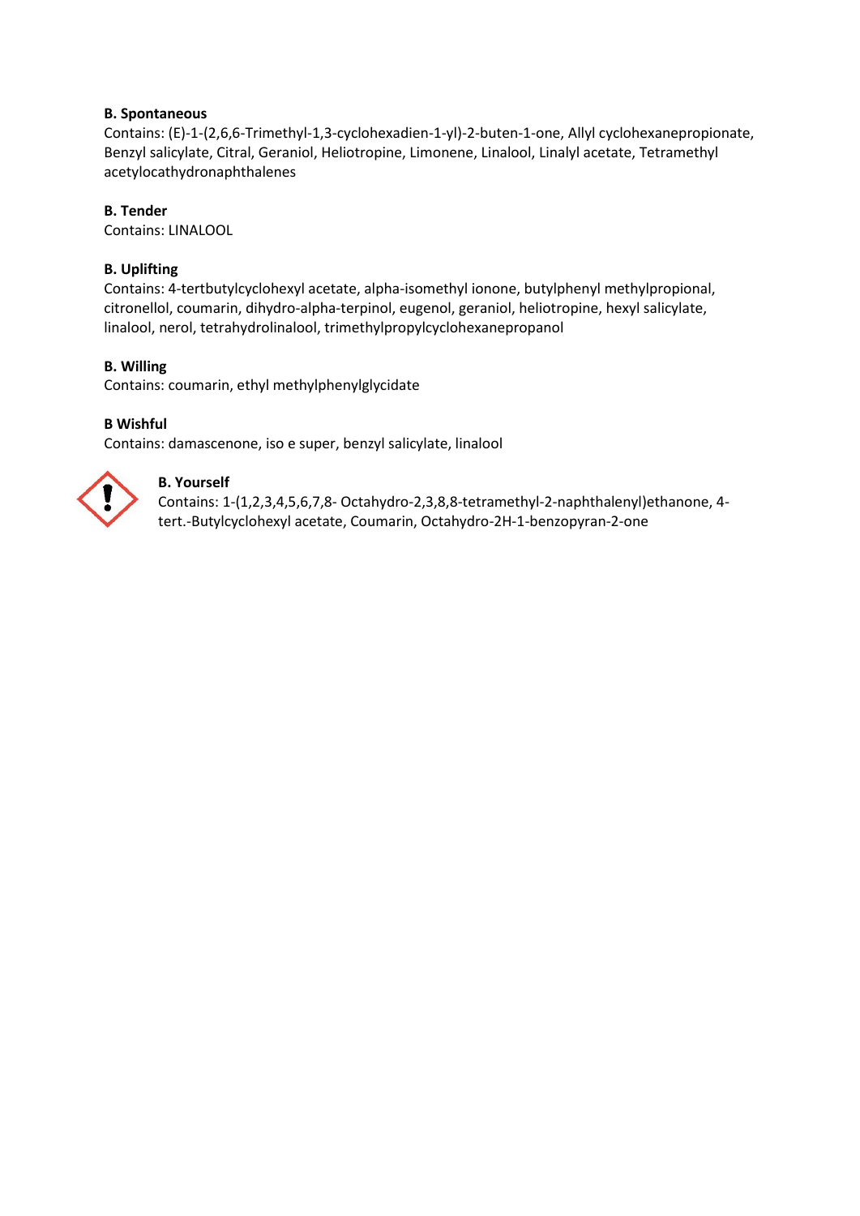**B. Spontaneous**
Contains: (E)-1-(2,6,6-Trimethyl-1,3-cyclohexadien-1-yl)-2-buten-1-one, Allyl cyclohexanepropionate, Benzyl salicylate, Citral, Geraniol, Heliotropine, Limonene, Linalool, Linalyl acetate, Tetramethyl acetylocathydronaphthalenes

**B. Tender**
Contains: LINALOOL

**B. Uplifting**
Contains: 4-tertbutylcyclohexyl acetate, alpha-isomethyl ionone, butylphenyl methylpropional, citronellol, coumarin, dihydro-alpha-terpinol, eugenol, geraniol, heliotropine, hexyl salicylate, linalool, nerol, tetrahydrolinalool, trimethylpropylcyclohexanepropanol

**B. Willing**
Contains: coumarin, ethyl methylphenylglycidate

**B Wishful**
Contains: damascenone, iso e super, benzyl salicylate, linalool

**B. Yourself**
Contains: 1-(1,2,3,4,5,6,7,8- Octahydro-2,3,8,8-tetramethyl-2-naphthalenyl)ethanone, 4-tert.-Butylcyclohexyl acetate, Coumarin, Octahydro-2H-1-benzopyran-2-one